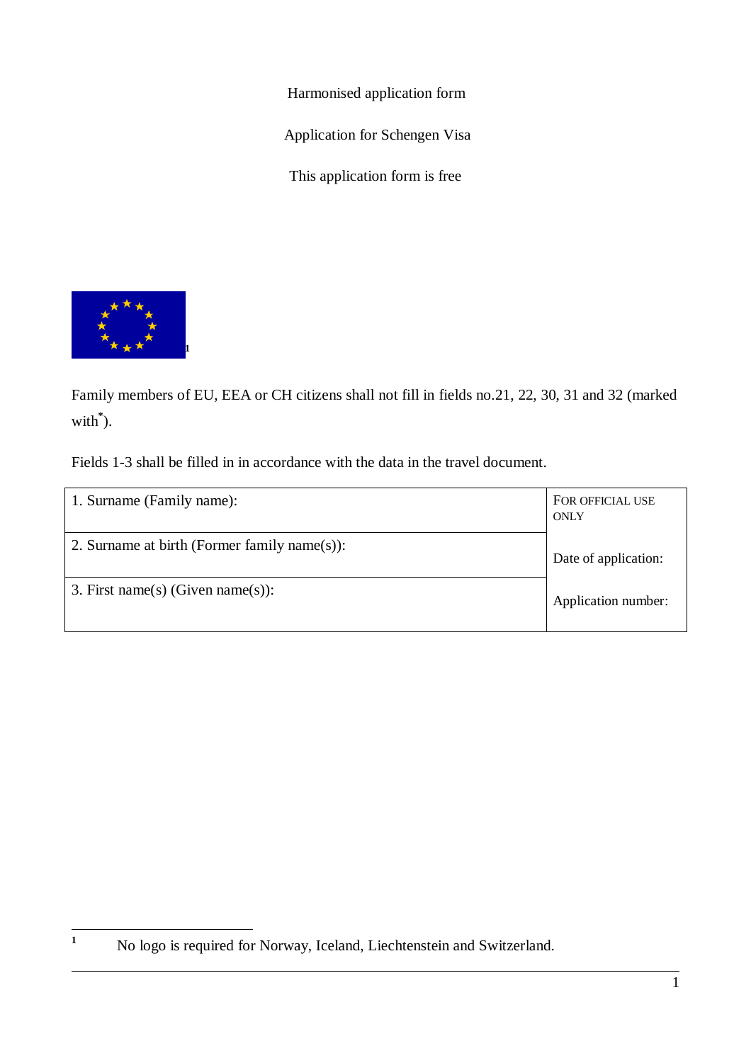Harmonised application form

Application for Schengen Visa

This application form is free

[1]

Family members of EU, EEA or CH citizens shall not fill in fields no.21, 22, 30, 31 and 32 (marked with*).

Fields 1-3 shall be filled in in accordance with the data in the travel document.

| 1. Surname (Family name): | FOR OFFICIAL USE ONLY |
|---|---|
| 2. Surname at birth (Former family name(s)): | Date of application: |
| 3. First name(s) (Given name(s)): | Application number: |

[1] No logo is required for Norway, Iceland, Liechtenstein and Switzerland.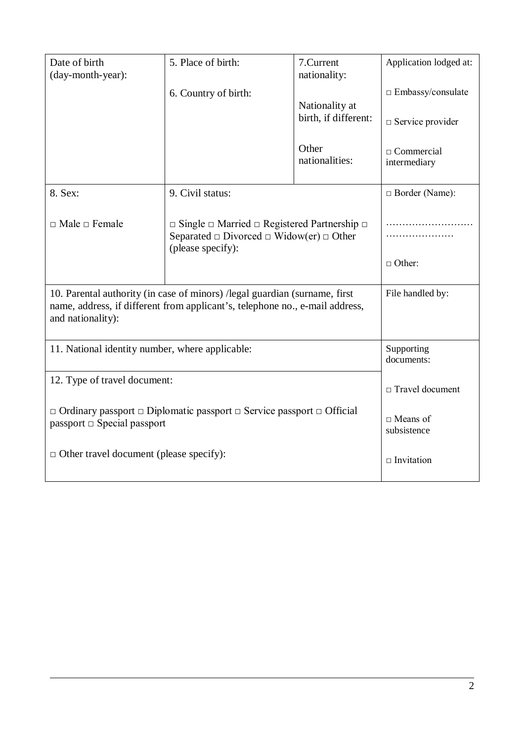| Date of birth (day-month-year): | 5. Place of birth:<br><br>6. Country of birth: | 7.Current nationality:<br><br>Nationality at birth, if different:<br><br>Other nationalities: | Application lodged at:<br><br>□ Embassy/consulate<br><br>□ Service provider<br><br>□ Commercial intermediary |
|---|---|---|---|
| 8. Sex:<br><br>□ Male □ Female | 9. Civil status:<br><br>□ Single □ Married □ Registered Partnership □ Separated □ Divorced □ Widow(er) □ Other (please specify): | | □ Border (Name):<br><br>……………………………………………<br><br>□ Other: |
| 10. Parental authority (in case of minors) /legal guardian (surname, first name, address, if different from applicant's, telephone no., e-mail address, and nationality): | | | File handled by: |
| 11. National identity number, where applicable: | | | Supporting documents:<br><br>□ Travel document<br><br>□ Means of subsistence<br><br>□ Invitation |
| 12. Type of travel document:<br><br>□ Ordinary passport □ Diplomatic passport □ Service passport □ Official passport □ Special passport<br><br>□ Other travel document (please specify): | | | |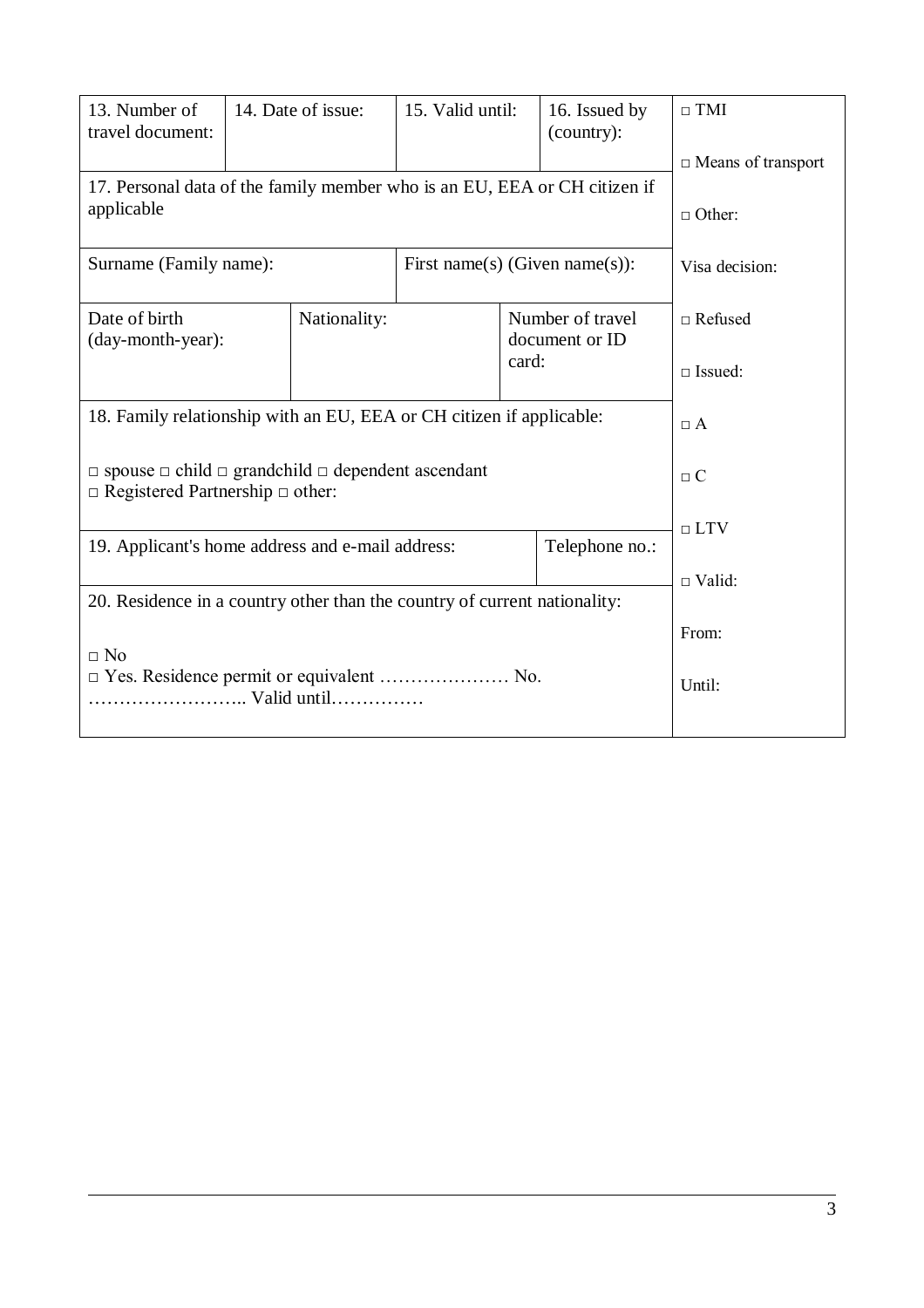| 13. Number of travel document: | 14. Date of issue: | 15. Valid until: | 16. Issued by (country): | □ TMI<br><br>□ Means of transport<br><br>□ Other:<br><br>Visa decision:<br><br>□ Refused<br><br>□ Issued:<br><br>□ A<br><br>□ C<br><br>□ LTV<br><br>□ Valid:<br><br>From:<br><br>Until: |
|---|---|---|---|---|
| 17. Personal data of the family member who is an EU, EEA or CH citizen if applicable | | | | |
| Surname (Family name): | | First name(s) (Given name(s)): | | |
| Date of birth (day-month-year): | Nationality: | | Number of travel document or ID card: | |
| 18. Family relationship with an EU, EEA or CH citizen if applicable:<br><br>□ spouse □ child □ grandchild □ dependent ascendant<br>□ Registered Partnership □ other: | | | | |
| 19. Applicant's home address and e-mail address: | | | Telephone no.: | |
| 20. Residence in a country other than the country of current nationality:<br><br>□ No<br>□ Yes. Residence permit or equivalent ………………… No. …………………….. Valid until…………… | | | | |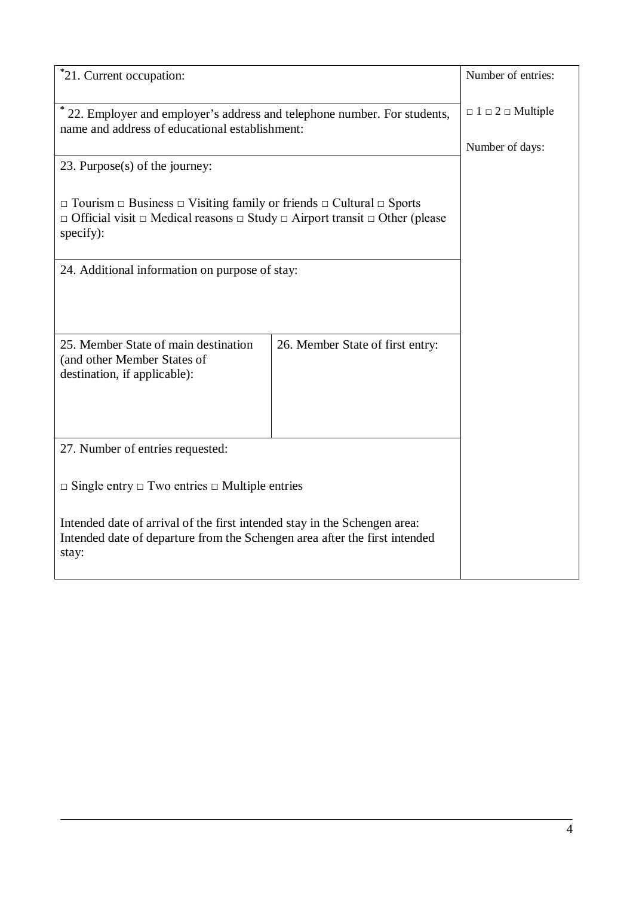| | |
|---|---|
| *21. Current occupation: | Number of entries: |
| * 22. Employer and employer's address and telephone number. For students, name and address of educational establishment: | □ 1 □ 2 □ Multiple<br><br>Number of days: |
| 23. Purpose(s) of the journey:<br><br>□ Tourism □ Business □ Visiting family or friends □ Cultural □ Sports □ Official visit □ Medical reasons □ Study □ Airport transit □ Other (please specify): | |
| 24. Additional information on purpose of stay: | |
| 25. Member State of main destination (and other Member States of destination, if applicable): / 26. Member State of first entry: | |
| 27. Number of entries requested:<br><br>□ Single entry □ Two entries □ Multiple entries<br><br>Intended date of arrival of the first intended stay in the Schengen area:<br>Intended date of departure from the Schengen area after the first intended stay: | |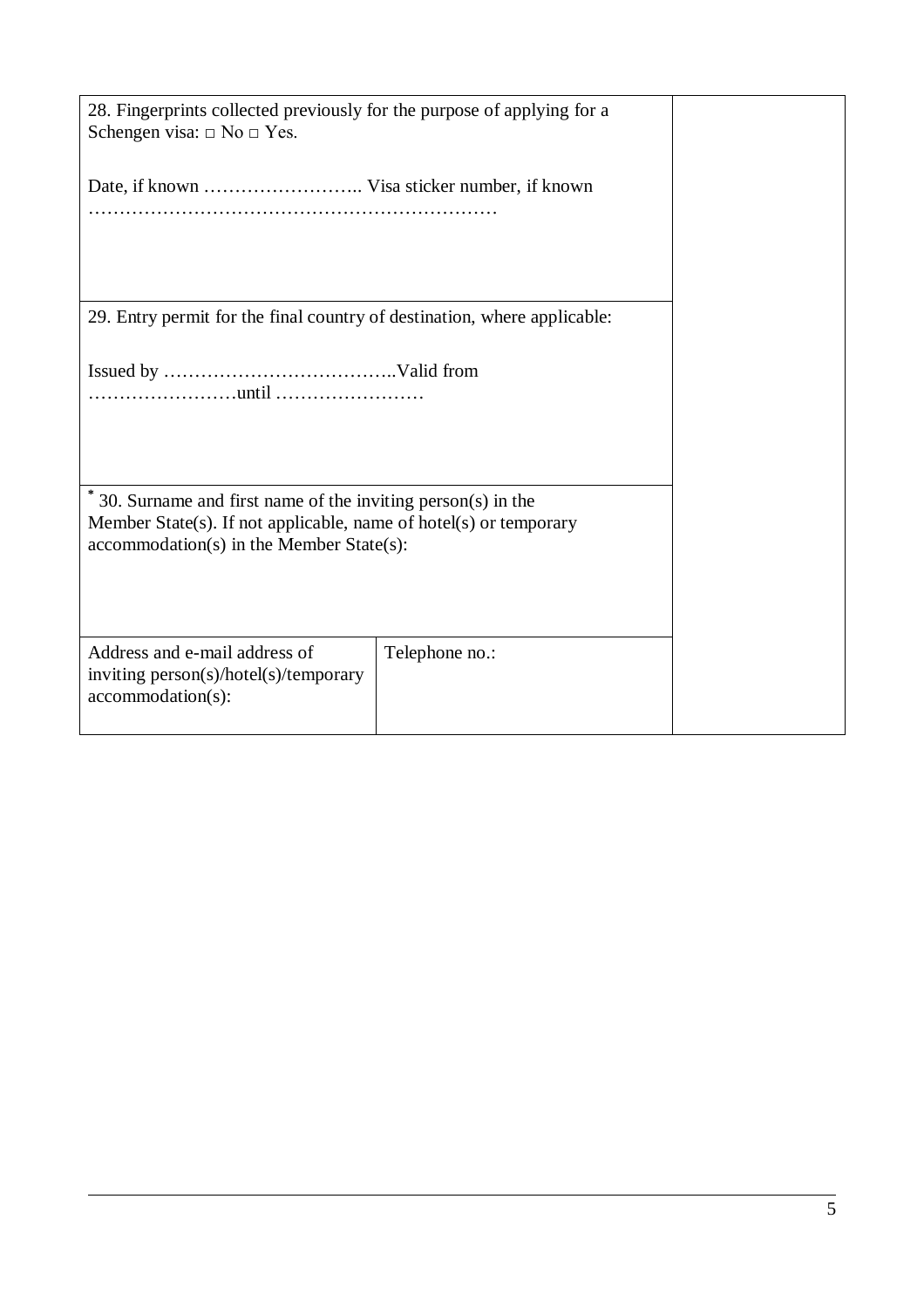| 28. Fingerprints collected previously for the purpose of applying for a Schengen visa: □ No □ Yes.<br><br>Date, if known …………………….. Visa sticker number, if known ………………………………………………………… | | |
| --- | --- | --- |
| 29. Entry permit for the final country of destination, where applicable:<br><br>Issued by ………………………………..Valid from ……………………until …………………… | | |
| * 30. Surname and first name of the inviting person(s) in the Member State(s). If not applicable, name of hotel(s) or temporary accommodation(s) in the Member State(s): | | |
| Address and e-mail address of inviting person(s)/hotel(s)/temporary accommodation(s): | Telephone no.: | |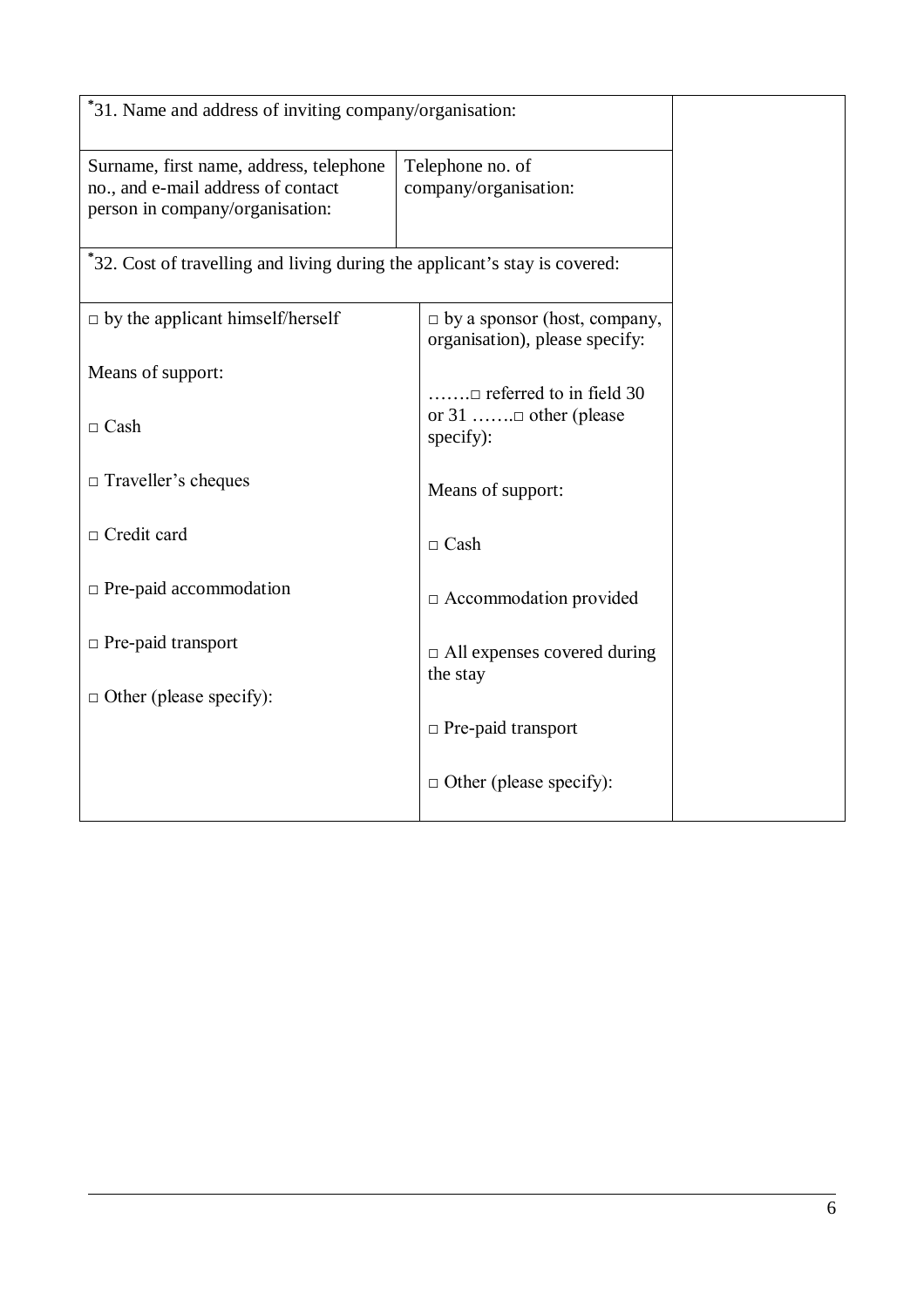| *31. Name and address of inviting company/organisation: | | |
|---|---|---|
| Surname, first name, address, telephone no., and e-mail address of contact person in company/organisation: | Telephone no. of company/organisation: | |
| *32. Cost of travelling and living during the applicant's stay is covered: | | |
| □ by the applicant himself/herself<br><br>Means of support:<br><br>□ Cash<br><br>□ Traveller's cheques<br><br>□ Credit card<br><br>□ Pre-paid accommodation<br><br>□ Pre-paid transport<br><br>□ Other (please specify): | □ by a sponsor (host, company, organisation), please specify:<br><br>…….□ referred to in field 30 or 31 …….□ other (please specify):<br><br>Means of support:<br><br>□ Cash<br><br>□ Accommodation provided<br><br>□ All expenses covered during the stay<br><br>□ Pre-paid transport<br><br>□ Other (please specify): | |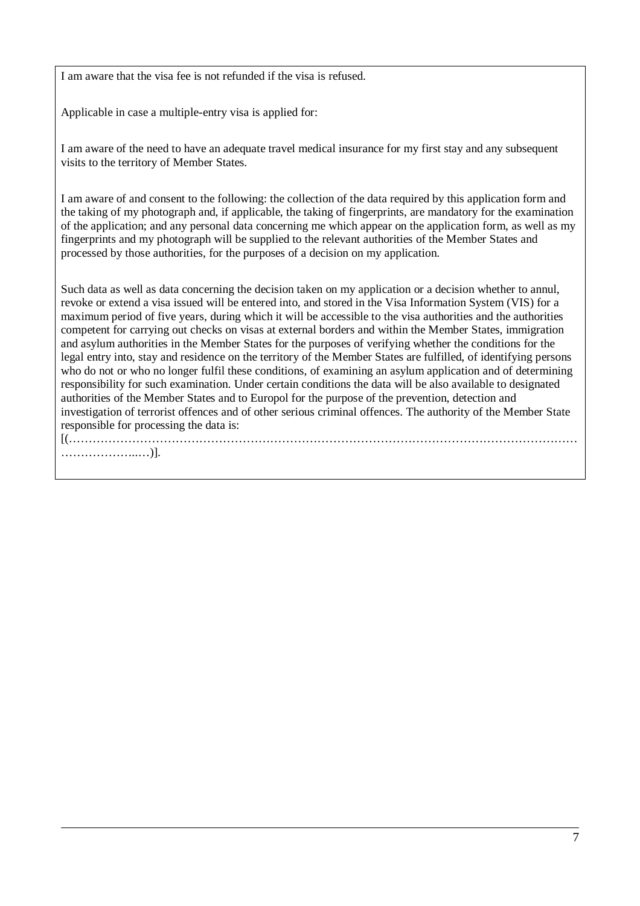I am aware that the visa fee is not refunded if the visa is refused.

Applicable in case a multiple-entry visa is applied for:

I am aware of the need to have an adequate travel medical insurance for my first stay and any subsequent visits to the territory of Member States.

I am aware of and consent to the following: the collection of the data required by this application form and the taking of my photograph and, if applicable, the taking of fingerprints, are mandatory for the examination of the application; and any personal data concerning me which appear on the application form, as well as my fingerprints and my photograph will be supplied to the relevant authorities of the Member States and processed by those authorities, for the purposes of a decision on my application.

Such data as well as data concerning the decision taken on my application or a decision whether to annul, revoke or extend a visa issued will be entered into, and stored in the Visa Information System (VIS) for a maximum period of five years, during which it will be accessible to the visa authorities and the authorities competent for carrying out checks on visas at external borders and within the Member States, immigration and asylum authorities in the Member States for the purposes of verifying whether the conditions for the legal entry into, stay and residence on the territory of the Member States are fulfilled, of identifying persons who do not or who no longer fulfil these conditions, of examining an asylum application and of determining responsibility for such examination. Under certain conditions the data will be also available to designated authorities of the Member States and to Europol for the purpose of the prevention, detection and investigation of terrorist offences and of other serious criminal offences. The authority of the Member State responsible for processing the data is:
[(……………………………………………………………………………………………………………………………………..…)].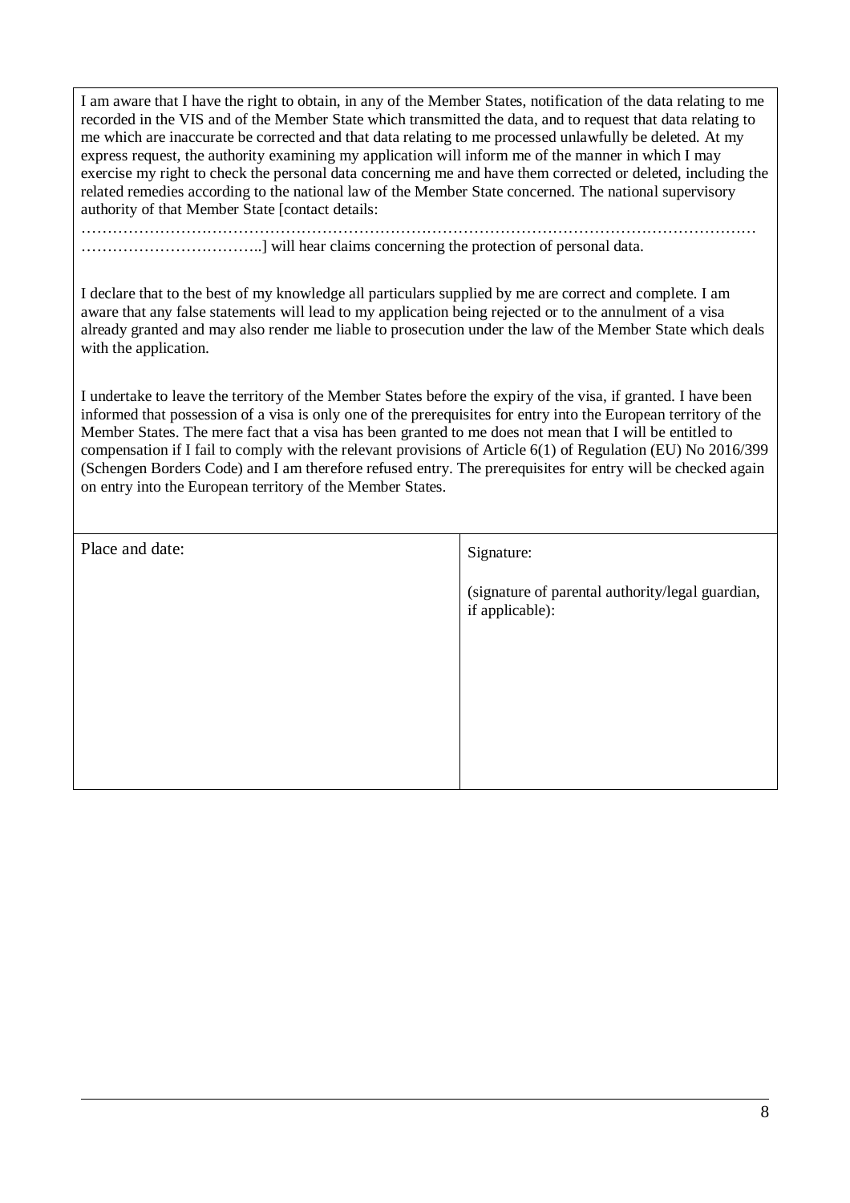I am aware that I have the right to obtain, in any of the Member States, notification of the data relating to me recorded in the VIS and of the Member State which transmitted the data, and to request that data relating to me which are inaccurate be corrected and that data relating to me processed unlawfully be deleted. At my express request, the authority examining my application will inform me of the manner in which I may exercise my right to check the personal data concerning me and have them corrected or deleted, including the related remedies according to the national law of the Member State concerned. The national supervisory authority of that Member State [contact details:
…………………………………………………………………………………………………………………………
……………………………..] will hear claims concerning the protection of personal data.

I declare that to the best of my knowledge all particulars supplied by me are correct and complete. I am aware that any false statements will lead to my application being rejected or to the annulment of a visa already granted and may also render me liable to prosecution under the law of the Member State which deals with the application.

I undertake to leave the territory of the Member States before the expiry of the visa, if granted. I have been informed that possession of a visa is only one of the prerequisites for entry into the European territory of the Member States. The mere fact that a visa has been granted to me does not mean that I will be entitled to compensation if I fail to comply with the relevant provisions of Article 6(1) of Regulation (EU) No 2016/399 (Schengen Borders Code) and I am therefore refused entry. The prerequisites for entry will be checked again on entry into the European territory of the Member States.

| | |
|---|---|
| Place and date: | Signature:<br><br>(signature of parental authority/legal guardian, if applicable): |